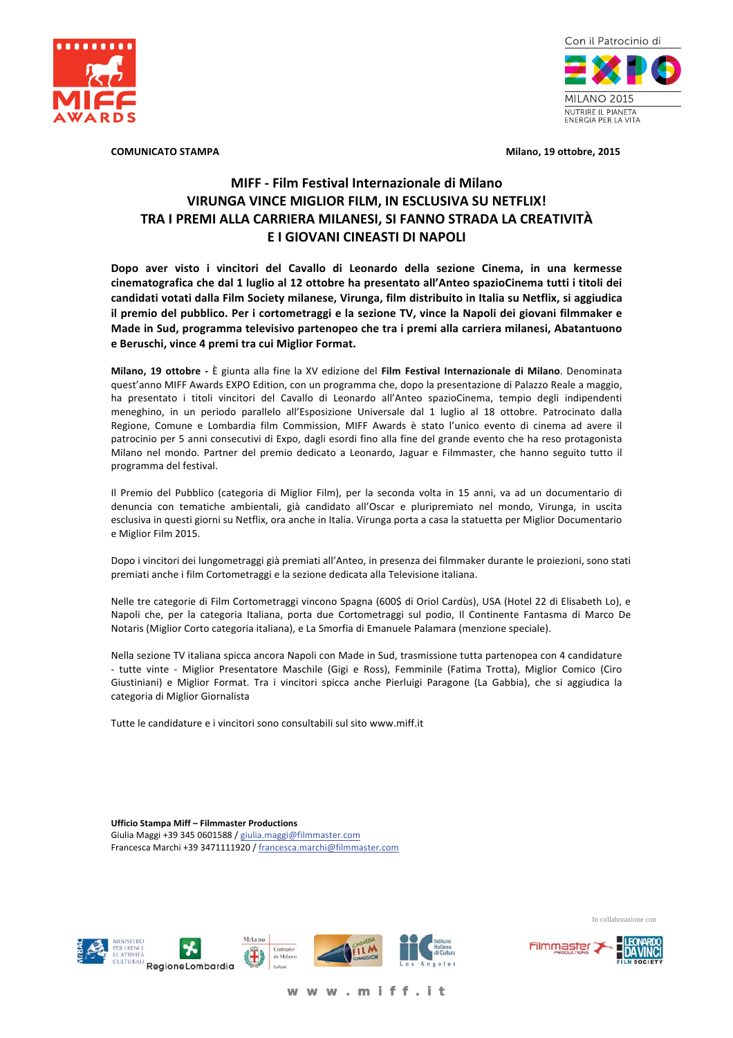Con il Patrocinio di

MILANO 2015

NUTRIRE IL PIANETA
ENERGIA PER LA VITA

**COMUNICATO STAMPA** **Milano, 19 ottobre, 2015**

# MIFF - Film Festival Internazionale di Milano
# VIRUNGA VINCE MIGLIOR FILM, IN ESCLUSIVA SU NETFLIX!
# TRA I PREMI ALLA CARRIERA MILANESI, SI FANNO STRADA LA CREATIVITÀ E I GIOVANI CINEASTI DI NAPOLI

**Dopo aver visto i vincitori del Cavallo di Leonardo della sezione Cinema, in una kermesse cinematografica che dal 1 luglio al 12 ottobre ha presentato all'Anteo spazioCinema tutti i titoli dei candidati votati dalla Film Society milanese, Virunga, film distribuito in Italia su Netflix, si aggiudica il premio del pubblico. Per i cortometraggi e la sezione TV, vince la Napoli dei giovani filmmaker e Made in Sud, programma televisivo partenopeo che tra i premi alla carriera milanesi, Abatantuono e Beruschi, vince 4 premi tra cui Miglior Format.**

**Milano, 19 ottobre -** È giunta alla fine la XV edizione del **Film Festival Internazionale di Milano**. Denominata quest'anno MIFF Awards EXPO Edition, con un programma che, dopo la presentazione di Palazzo Reale a maggio, ha presentato i titoli vincitori del Cavallo di Leonardo all'Anteo spazioCinema, tempio degli indipendenti meneghino, in un periodo parallelo all'Esposizione Universale dal 1 luglio al 18 ottobre. Patrocinato dalla Regione, Comune e Lombardia film Commission, MIFF Awards è stato l'unico evento di cinema ad avere il patrocinio per 5 anni consecutivi di Expo, dagli esordi fino alla fine del grande evento che ha reso protagonista Milano nel mondo. Partner del premio dedicato a Leonardo, Jaguar e Filmmaster, che hanno seguito tutto il programma del festival.

Il Premio del Pubblico (categoria di Miglior Film), per la seconda volta in 15 anni, va ad un documentario di denuncia con tematiche ambientali, già candidato all'Oscar e pluripremiato nel mondo, Virunga, in uscita esclusiva in questi giorni su Netflix, ora anche in Italia. Virunga porta a casa la statuetta per Miglior Documentario e Miglior Film 2015.

Dopo i vincitori dei lungometraggi già premiati all'Anteo, in presenza dei filmmaker durante le proiezioni, sono stati premiati anche i film Cortometraggi e la sezione dedicata alla Televisione italiana.

Nelle tre categorie di Film Cortometraggi vincono Spagna (600$ di Oriol Cardùs), USA (Hotel 22 di Elisabeth Lo), e Napoli che, per la categoria Italiana, porta due Cortometraggi sul podio, Il Continente Fantasma di Marco De Notaris (Miglior Corto categoria italiana), e La Smorfia di Emanuele Palamara (menzione speciale).

Nella sezione TV italiana spicca ancora Napoli con Made in Sud, trasmissione tutta partenopea con 4 candidature - tutte vinte - Miglior Presentatore Maschile (Gigi e Ross), Femminile (Fatima Trotta), Miglior Comico (Ciro Giustiniani) e Miglior Format. Tra i vincitori spicca anche Pierluigi Paragone (La Gabbia), che si aggiudica la categoria di Miglior Giornalista

Tutte le candidature e i vincitori sono consultabili sul sito www.miff.it

**Ufficio Stampa Miff – Filmmaster Productions**
Giulia Maggi +39 345 0601588 / giulia.maggi@filmmaster.com
Francesca Marchi +39 3471111920 / francesca.marchi@filmmaster.com

In collaborazione con

www.miff.it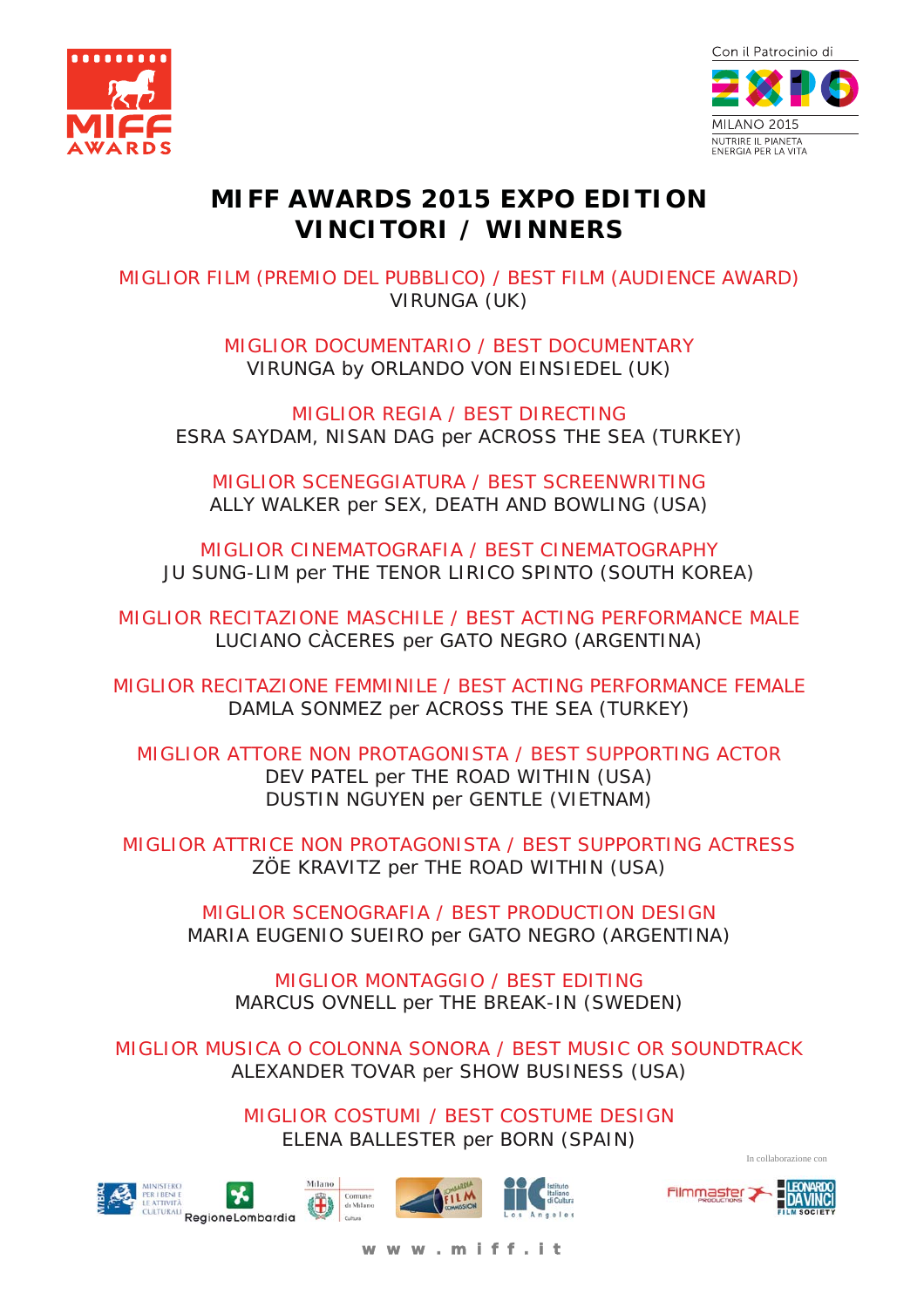# MIFF AWARDS 2015 EXPO EDITION
# VINCITORI / WINNERS

MIGLIOR FILM (PREMIO DEL PUBBLICO) / BEST FILM (AUDIENCE AWARD)
VIRUNGA (UK)

MIGLIOR DOCUMENTARIO / BEST DOCUMENTARY
VIRUNGA by ORLANDO VON EINSIEDEL (UK)

MIGLIOR REGIA / BEST DIRECTING
ESRA SAYDAM, NISAN DAG per ACROSS THE SEA (TURKEY)

MIGLIOR SCENEGGIATURA / BEST SCREENWRITING
ALLY WALKER per SEX, DEATH AND BOWLING (USA)

MIGLIOR CINEMATOGRAFIA / BEST CINEMATOGRAPHY
JU SUNG-LIM per THE TENOR LIRICO SPINTO (SOUTH KOREA)

MIGLIOR RECITAZIONE MASCHILE / BEST ACTING PERFORMANCE MALE
LUCIANO CÀCERES per GATO NEGRO (ARGENTINA)

MIGLIOR RECITAZIONE FEMMINILE / BEST ACTING PERFORMANCE FEMALE
DAMLA SONMEZ per ACROSS THE SEA (TURKEY)

MIGLIOR ATTORE NON PROTAGONISTA / BEST SUPPORTING ACTOR
DEV PATEL per THE ROAD WITHIN (USA)
DUSTIN NGUYEN per GENTLE (VIETNAM)

MIGLIOR ATTRICE NON PROTAGONISTA / BEST SUPPORTING ACTRESS
ZÖE KRAVITZ per THE ROAD WITHIN (USA)

MIGLIOR SCENOGRAFIA / BEST PRODUCTION DESIGN
MARIA EUGENIO SUEIRO per GATO NEGRO (ARGENTINA)

MIGLIOR MONTAGGIO / BEST EDITING
MARCUS OVNELL per THE BREAK-IN (SWEDEN)

MIGLIOR MUSICA O COLONNA SONORA / BEST MUSIC OR SOUNDTRACK
ALEXANDER TOVAR per SHOW BUSINESS (USA)

MIGLIOR COSTUMI / BEST COSTUME DESIGN
ELENA BALLESTER per BORN (SPAIN)

www.miff.it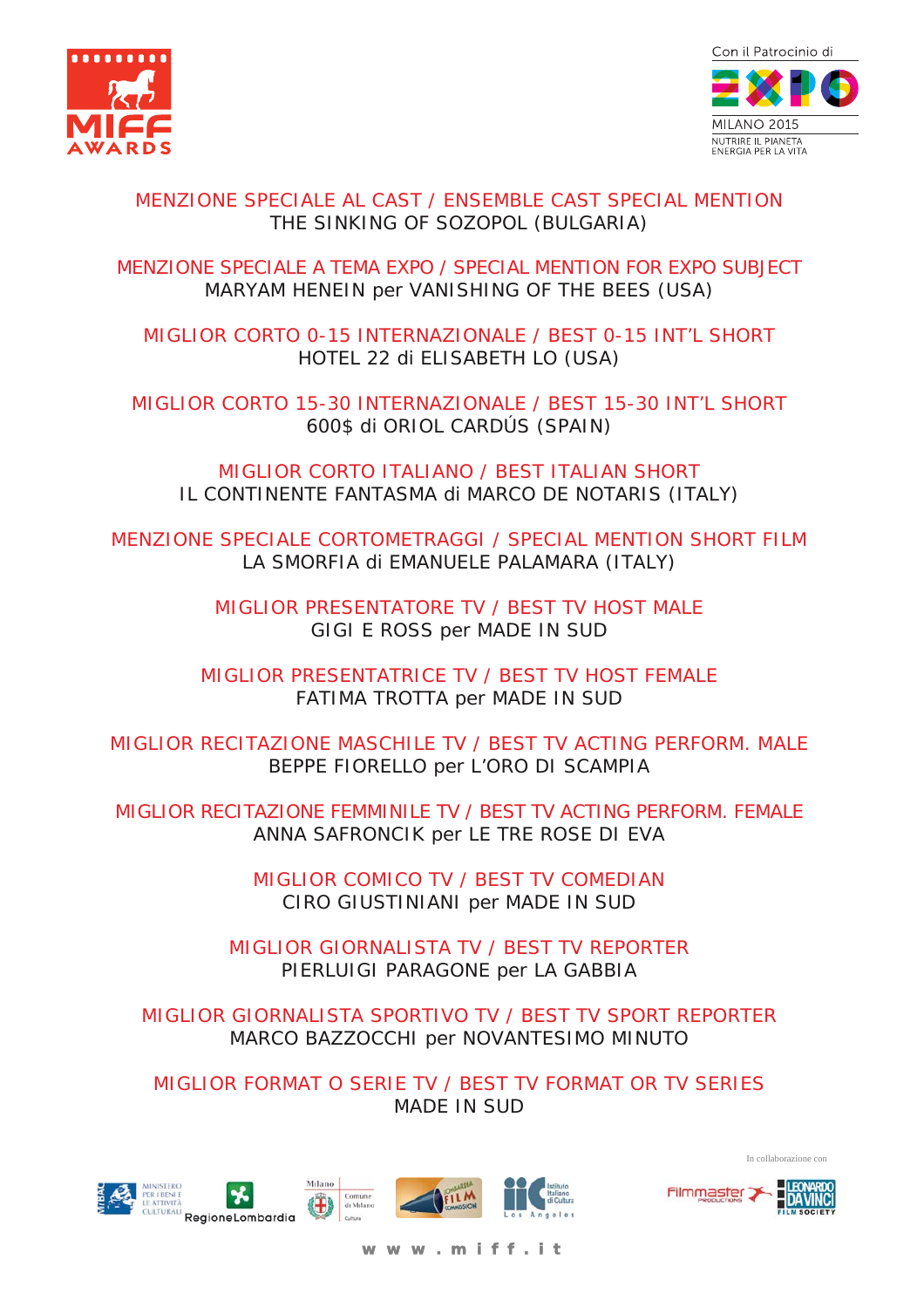MENZIONE SPECIALE AL CAST / ENSEMBLE CAST SPECIAL MENTION
THE SINKING OF SOZOPOL (BULGARIA)

MENZIONE SPECIALE A TEMA EXPO / SPECIAL MENTION FOR EXPO SUBJECT
MARYAM HENEIN per VANISHING OF THE BEES (USA)

MIGLIOR CORTO 0-15 INTERNAZIONALE / BEST 0-15 INT'L SHORT
HOTEL 22 di ELISABETH LO (USA)

MIGLIOR CORTO 15-30 INTERNAZIONALE / BEST 15-30 INT'L SHORT
600$ di ORIOL CARDÚS (SPAIN)

MIGLIOR CORTO ITALIANO / BEST ITALIAN SHORT
IL CONTINENTE FANTASMA di MARCO DE NOTARIS (ITALY)

MENZIONE SPECIALE CORTOMETRAGGI / SPECIAL MENTION SHORT FILM
LA SMORFIA di EMANUELE PALAMARA (ITALY)

MIGLIOR PRESENTATORE TV / BEST TV HOST MALE
GIGI E ROSS per MADE IN SUD

MIGLIOR PRESENTATRICE TV / BEST TV HOST FEMALE
FATIMA TROTTA per MADE IN SUD

MIGLIOR RECITAZIONE MASCHILE TV / BEST TV ACTING PERFORM. MALE
BEPPE FIORELLO per L'ORO DI SCAMPIA

MIGLIOR RECITAZIONE FEMMINILE TV / BEST TV ACTING PERFORM. FEMALE
ANNA SAFRONCIK per LE TRE ROSE DI EVA

MIGLIOR COMICO TV / BEST TV COMEDIAN
CIRO GIUSTINIANI per MADE IN SUD

MIGLIOR GIORNALISTA TV / BEST TV REPORTER
PIERLUIGI PARAGONE per LA GABBIA

MIGLIOR GIORNALISTA SPORTIVO TV / BEST TV SPORT REPORTER
MARCO BAZZOCCHI per NOVANTESIMO MINUTO

MIGLIOR FORMAT O SERIE TV / BEST TV FORMAT OR TV SERIES
MADE IN SUD